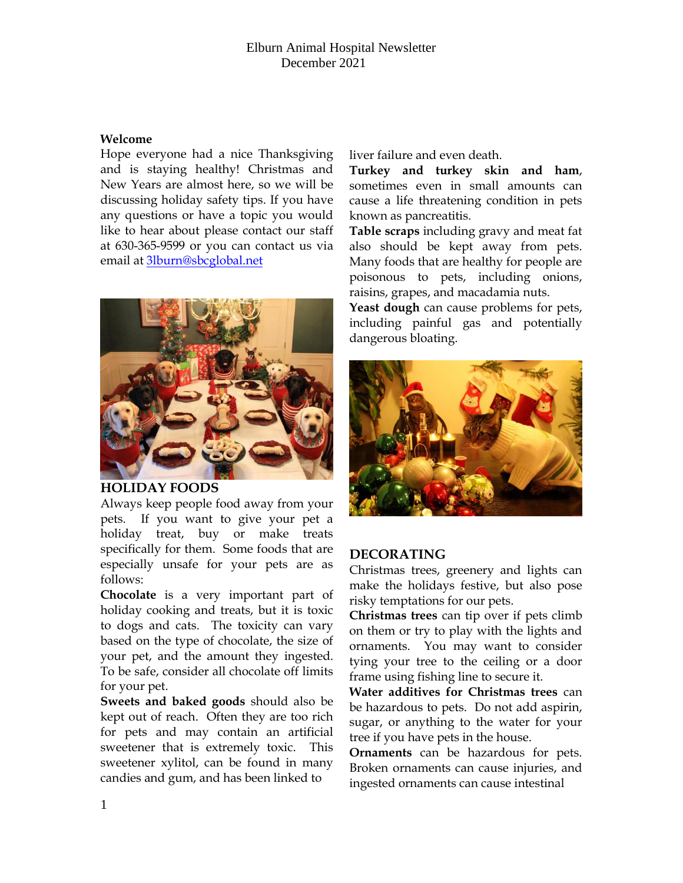Elburn Animal Hospital Newsletter
December 2021

**Welcome**

Hope everyone had a nice Thanksgiving and is staying healthy! Christmas and New Years are almost here, so we will be discussing holiday safety tips. If you have any questions or have a topic you would like to hear about please contact our staff at 630-365-9599 or you can contact us via email at 3lburn@sbcglobal.net

## HOLIDAY FOODS

Always keep people food away from your pets. If you want to give your pet a holiday treat, buy or make treats specifically for them. Some foods that are especially unsafe for your pets are as follows:

**Chocolate** is a very important part of holiday cooking and treats, but it is toxic to dogs and cats. The toxicity can vary based on the type of chocolate, the size of your pet, and the amount they ingested. To be safe, consider all chocolate off limits for your pet.

**Sweets and baked goods** should also be kept out of reach. Often they are too rich for pets and may contain an artificial sweetener that is extremely toxic. This sweetener xylitol, can be found in many candies and gum, and has been linked to liver failure and even death.

**Turkey and turkey skin and ham**, sometimes even in small amounts can cause a life threatening condition in pets known as pancreatitis.

**Table scraps** including gravy and meat fat also should be kept away from pets. Many foods that are healthy for people are poisonous to pets, including onions, raisins, grapes, and macadamia nuts.

**Yeast dough** can cause problems for pets, including painful gas and potentially dangerous bloating.

## DECORATING

Christmas trees, greenery and lights can make the holidays festive, but also pose risky temptations for our pets.

**Christmas trees** can tip over if pets climb on them or try to play with the lights and ornaments. You may want to consider tying your tree to the ceiling or a door frame using fishing line to secure it.

**Water additives for Christmas trees** can be hazardous to pets. Do not add aspirin, sugar, or anything to the water for your tree if you have pets in the house.

**Ornaments** can be hazardous for pets. Broken ornaments can cause injuries, and ingested ornaments can cause intestinal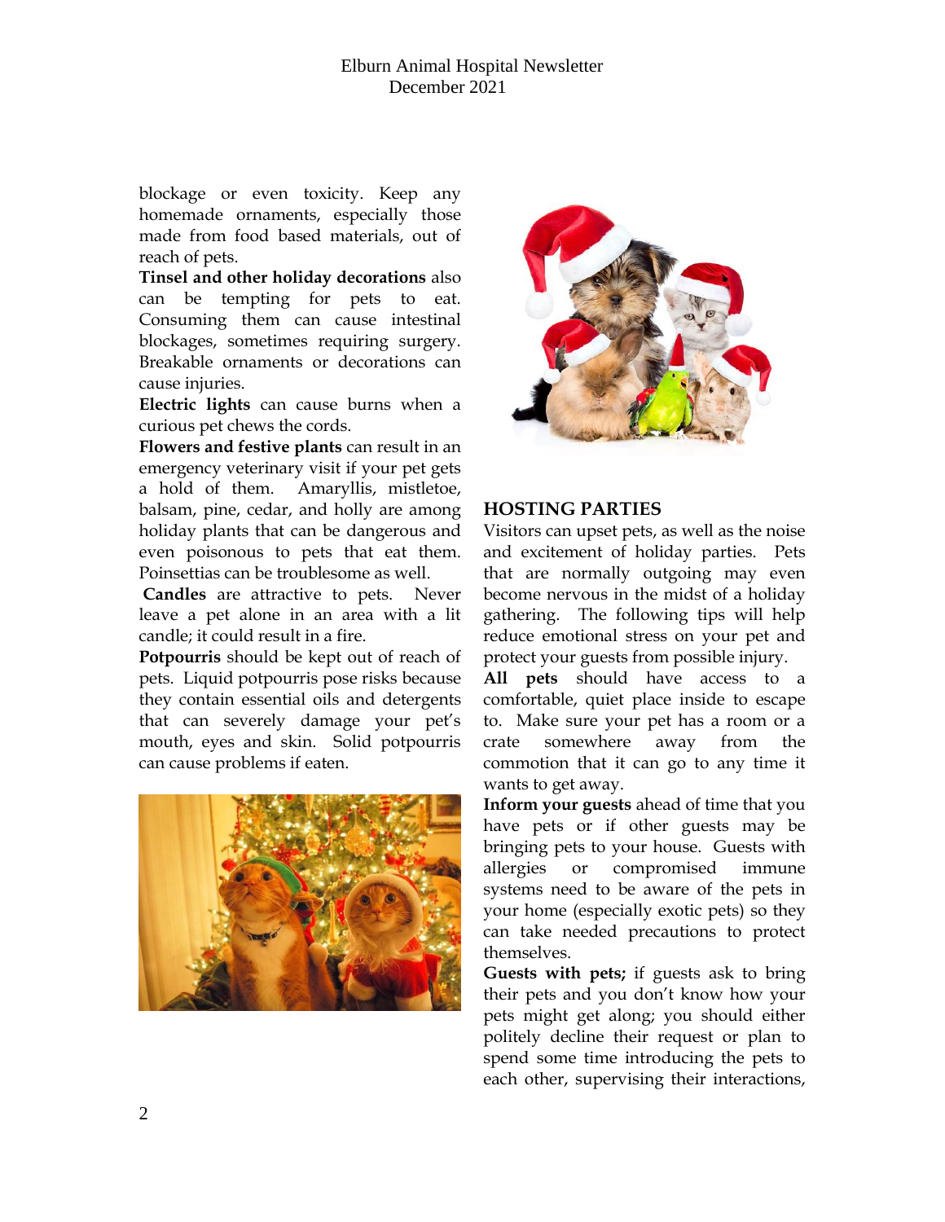blockage or even toxicity. Keep any homemade ornaments, especially those made from food based materials, out of reach of pets.

**Tinsel and other holiday decorations** also can be tempting for pets to eat. Consuming them can cause intestinal blockages, sometimes requiring surgery. Breakable ornaments or decorations can cause injuries.

**Electric lights** can cause burns when a curious pet chews the cords.

**Flowers and festive plants** can result in an emergency veterinary visit if your pet gets a hold of them. Amaryllis, mistletoe, balsam, pine, cedar, and holly are among holiday plants that can be dangerous and even poisonous to pets that eat them. Poinsettias can be troublesome as well.

**Candles** are attractive to pets. Never leave a pet alone in an area with a lit candle; it could result in a fire.

**Potpourris** should be kept out of reach of pets. Liquid potpourris pose risks because they contain essential oils and detergents that can severely damage your pet's mouth, eyes and skin. Solid potpourris can cause problems if eaten.

## HOSTING PARTIES

Visitors can upset pets, as well as the noise and excitement of holiday parties. Pets that are normally outgoing may even become nervous in the midst of a holiday gathering. The following tips will help reduce emotional stress on your pet and protect your guests from possible injury.

**All pets** should have access to a comfortable, quiet place inside to escape to. Make sure your pet has a room or a crate somewhere away from the commotion that it can go to any time it wants to get away.

**Inform your guests** ahead of time that you have pets or if other guests may be bringing pets to your house. Guests with allergies or compromised immune systems need to be aware of the pets in your home (especially exotic pets) so they can take needed precautions to protect themselves.

**Guests with pets;** if guests ask to bring their pets and you don't know how your pets might get along; you should either politely decline their request or plan to spend some time introducing the pets to each other, supervising their interactions,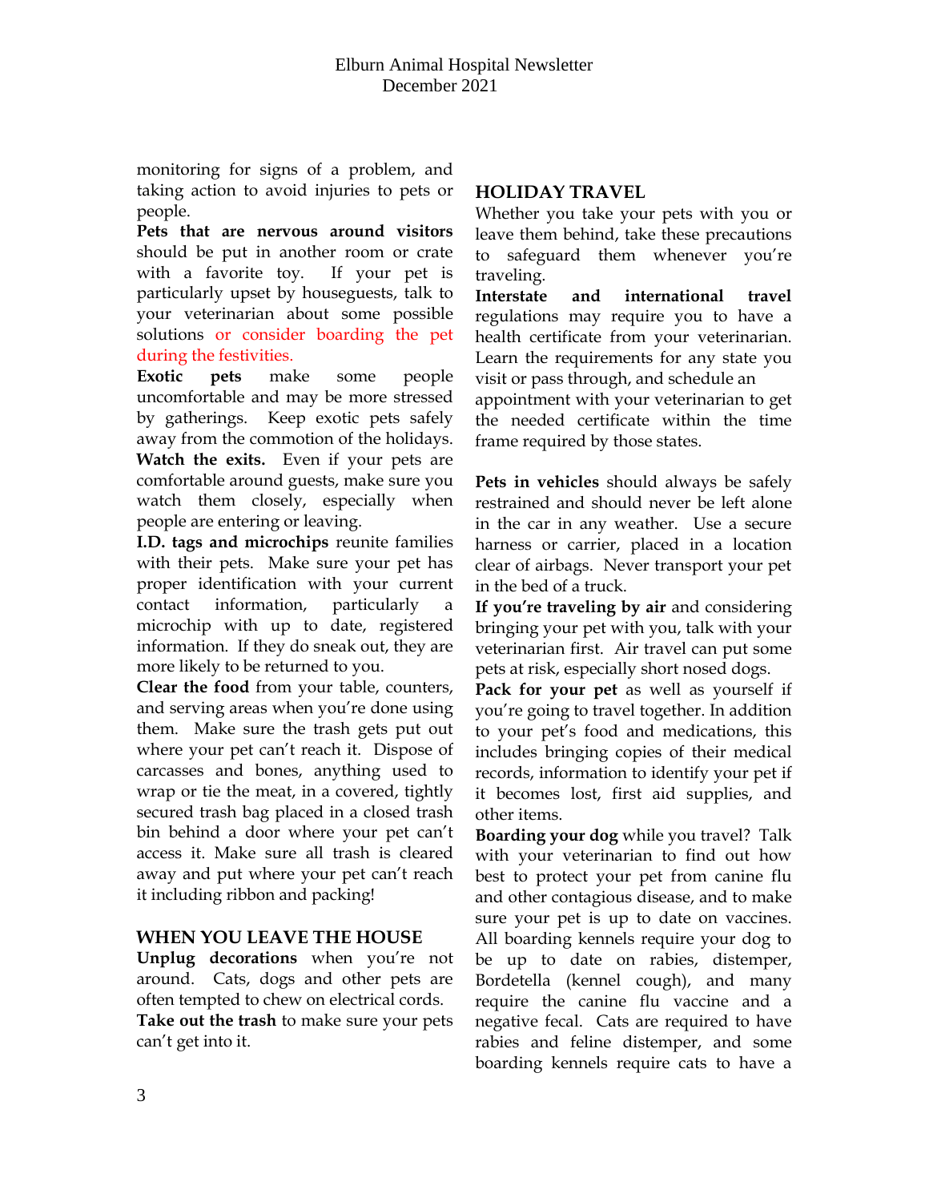monitoring for signs of a problem, and taking action to avoid injuries to pets or people.

**Pets that are nervous around visitors** should be put in another room or crate with a favorite toy. If your pet is particularly upset by houseguests, talk to your veterinarian about some possible solutions or consider boarding the pet during the festivities.

**Exotic pets** make some people uncomfortable and may be more stressed by gatherings. Keep exotic pets safely away from the commotion of the holidays.

**Watch the exits.** Even if your pets are comfortable around guests, make sure you watch them closely, especially when people are entering or leaving.

**I.D. tags and microchips** reunite families with their pets. Make sure your pet has proper identification with your current contact information, particularly a microchip with up to date, registered information. If they do sneak out, they are more likely to be returned to you.

**Clear the food** from your table, counters, and serving areas when you're done using them. Make sure the trash gets put out where your pet can't reach it. Dispose of carcasses and bones, anything used to wrap or tie the meat, in a covered, tightly secured trash bag placed in a closed trash bin behind a door where your pet can't access it. Make sure all trash is cleared away and put where your pet can't reach it including ribbon and packing!

## WHEN YOU LEAVE THE HOUSE

**Unplug decorations** when you're not around. Cats, dogs and other pets are often tempted to chew on electrical cords.

**Take out the trash** to make sure your pets can't get into it.

## HOLIDAY TRAVEL

Whether you take your pets with you or leave them behind, take these precautions to safeguard them whenever you're traveling.

**Interstate and international travel** regulations may require you to have a health certificate from your veterinarian. Learn the requirements for any state you visit or pass through, and schedule an appointment with your veterinarian to get the needed certificate within the time frame required by those states.

**Pets in vehicles** should always be safely restrained and should never be left alone in the car in any weather. Use a secure harness or carrier, placed in a location clear of airbags. Never transport your pet in the bed of a truck.

**If you're traveling by air** and considering bringing your pet with you, talk with your veterinarian first. Air travel can put some pets at risk, especially short nosed dogs.

**Pack for your pet** as well as yourself if you're going to travel together. In addition to your pet's food and medications, this includes bringing copies of their medical records, information to identify your pet if it becomes lost, first aid supplies, and other items.

**Boarding your dog** while you travel? Talk with your veterinarian to find out how best to protect your pet from canine flu and other contagious disease, and to make sure your pet is up to date on vaccines. All boarding kennels require your dog to be up to date on rabies, distemper, Bordetella (kennel cough), and many require the canine flu vaccine and a negative fecal. Cats are required to have rabies and feline distemper, and some boarding kennels require cats to have a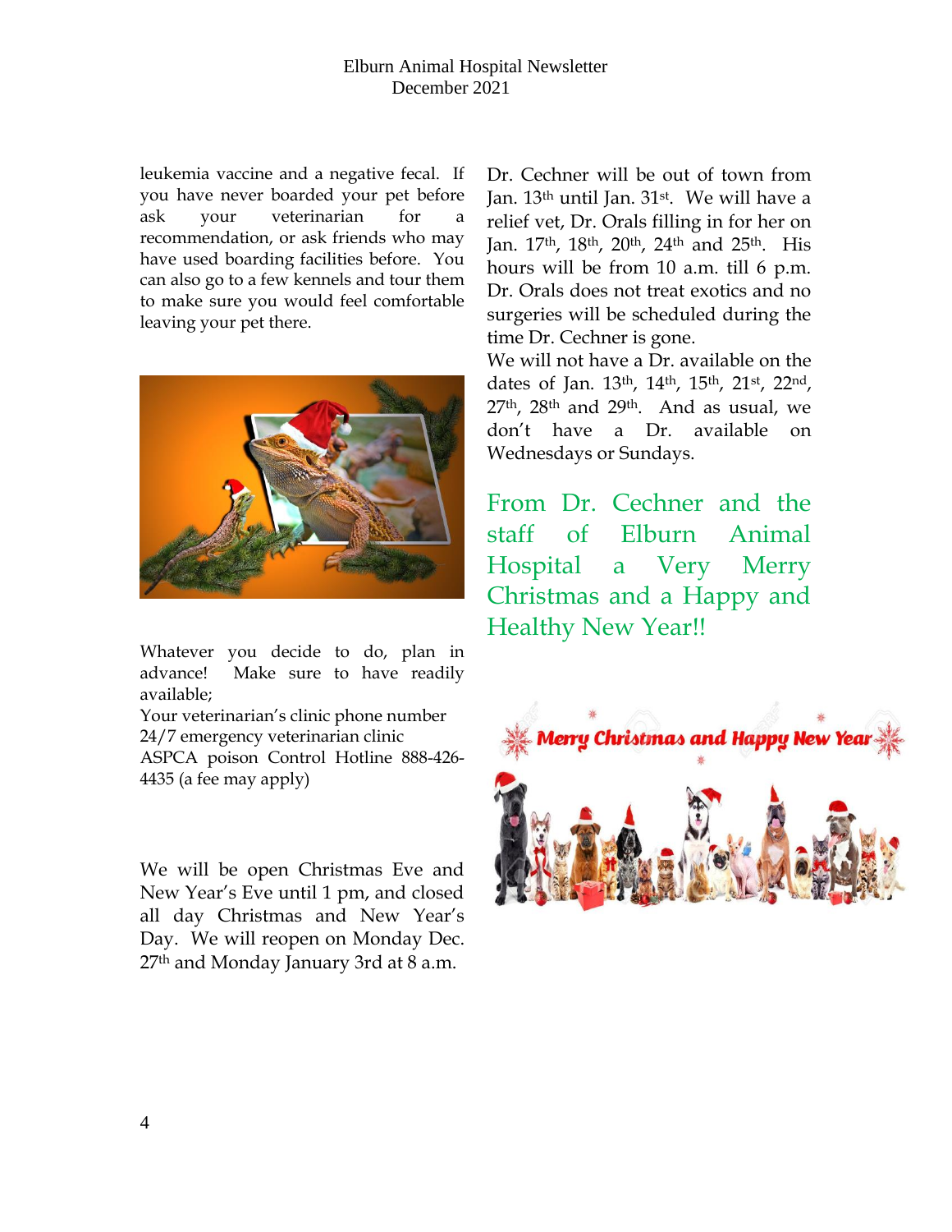leukemia vaccine and a negative fecal. If you have never boarded your pet before ask your veterinarian for a recommendation, or ask friends who may have used boarding facilities before. You can also go to a few kennels and tour them to make sure you would feel comfortable leaving your pet there.

Whatever you decide to do, plan in advance! Make sure to have readily available;

Your veterinarian's clinic phone number
24/7 emergency veterinarian clinic
ASPCA poison Control Hotline 888-426-4435 (a fee may apply)

We will be open Christmas Eve and New Year's Eve until 1 pm, and closed all day Christmas and New Year's Day. We will reopen on Monday Dec. 27th and Monday January 3rd at 8 a.m.

Dr. Cechner will be out of town from Jan. 13th until Jan. 31st. We will have a relief vet, Dr. Orals filling in for her on Jan. 17th, 18th, 20th, 24th and 25th. His hours will be from 10 a.m. till 6 p.m. Dr. Orals does not treat exotics and no surgeries will be scheduled during the time Dr. Cechner is gone.
We will not have a Dr. available on the dates of Jan. 13th, 14th, 15th, 21st, 22nd, 27th, 28th and 29th. And as usual, we don't have a Dr. available on Wednesdays or Sundays.

From Dr. Cechner and the staff of Elburn Animal Hospital a Very Merry Christmas and a Happy and Healthy New Year!!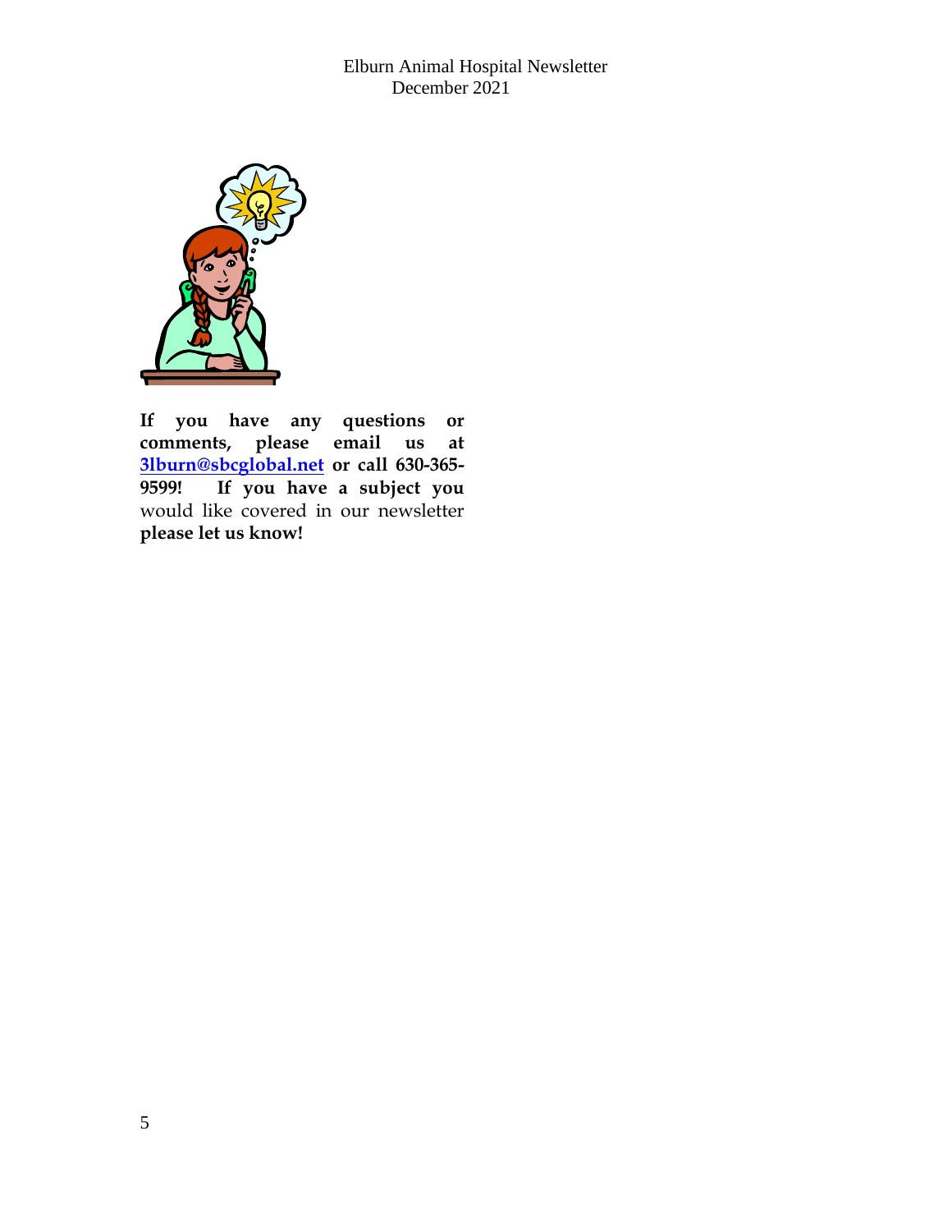**If you have any questions or comments, please email us at 3lburn@sbcglobal.net or call 630-365-9599! If you have a subject you** would like covered in our newsletter **please let us know!**